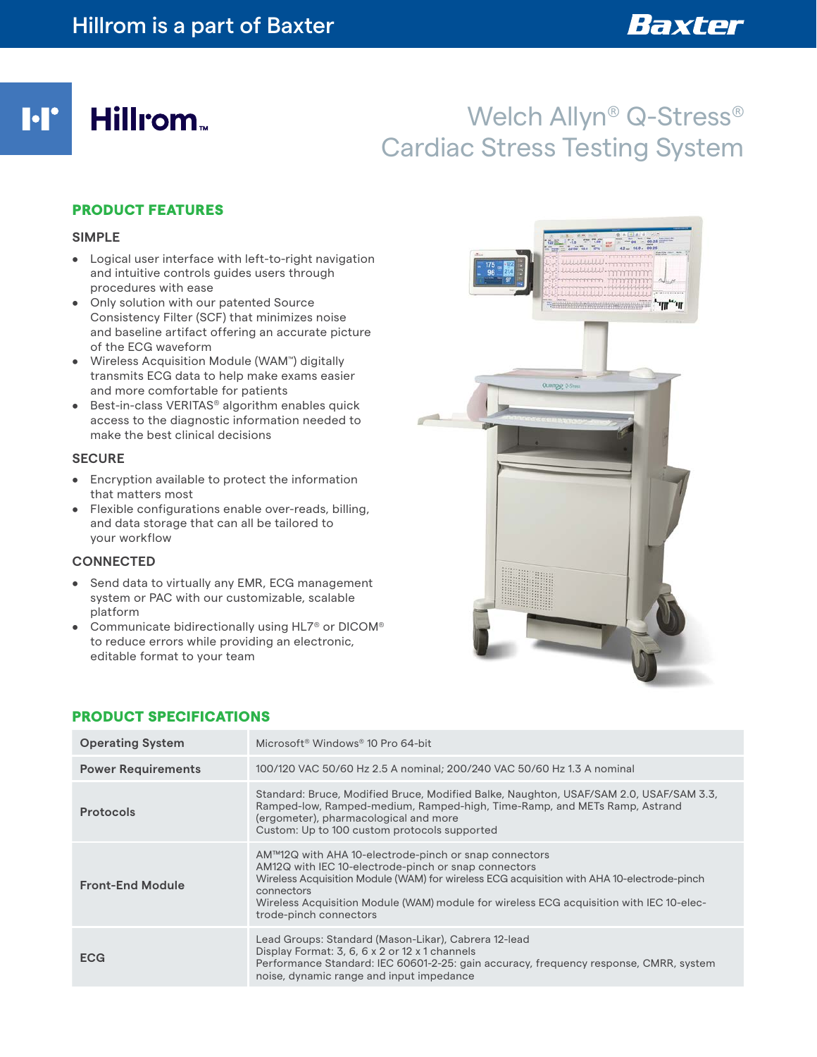Hillrom is a part of Baxter

# Welch Allyn® Q-Stress® Cardiac Stress Testing System

## PRODUCT FEATURES

### SIMPLE

- Logical user interface with left-to-right navigation and intuitive controls guides users through procedures with ease
- Only solution with our patented Source Consistency Filter (SCF) that minimizes noise and baseline artifact offering an accurate picture of the ECG waveform
- Wireless Acquisition Module (WAM™) digitally transmits ECG data to help make exams easier and more comfortable for patients
- Best-in-class VERITAS® algorithm enables quick access to the diagnostic information needed to make the best clinical decisions

### SECURE

- Encryption available to protect the information that matters most
- Flexible configurations enable over-reads, billing, and data storage that can all be tailored to your workflow

### CONNECTED

- Send data to virtually any EMR, ECG management system or PAC with our customizable, scalable platform
- Communicate bidirectionally using HL7® or DICOM® to reduce errors while providing an electronic, editable format to your team

## PRODUCT SPECIFICATIONS

| | |
|---|---|
| **Operating System** | Microsoft® Windows® 10 Pro 64-bit |
| **Power Requirements** | 100/120 VAC 50/60 Hz 2.5 A nominal; 200/240 VAC 50/60 Hz 1.3 A nominal |
| **Protocols** | Standard: Bruce, Modified Bruce, Modified Balke, Naughton, USAF/SAM 2.0, USAF/SAM 3.3, Ramped-low, Ramped-medium, Ramped-high, Time-Ramp, and METs Ramp, Astrand (ergometer), pharmacological and more<br>Custom: Up to 100 custom protocols supported |
| **Front-End Module** | AM™12Q with AHA 10-electrode-pinch or snap connectors<br>AM12Q with IEC 10-electrode-pinch or snap connectors<br>Wireless Acquisition Module (WAM) for wireless ECG acquisition with AHA 10-electrode-pinch connectors<br>Wireless Acquisition Module (WAM) module for wireless ECG acquisition with IEC 10-electrode-pinch connectors |
| **ECG** | Lead Groups: Standard (Mason-Likar), Cabrera 12-lead<br>Display Format: 3, 6, 6 x 2 or 12 x 1 channels<br>Performance Standard: IEC 60601-2-25: gain accuracy, frequency response, CMRR, system noise, dynamic range and input impedance |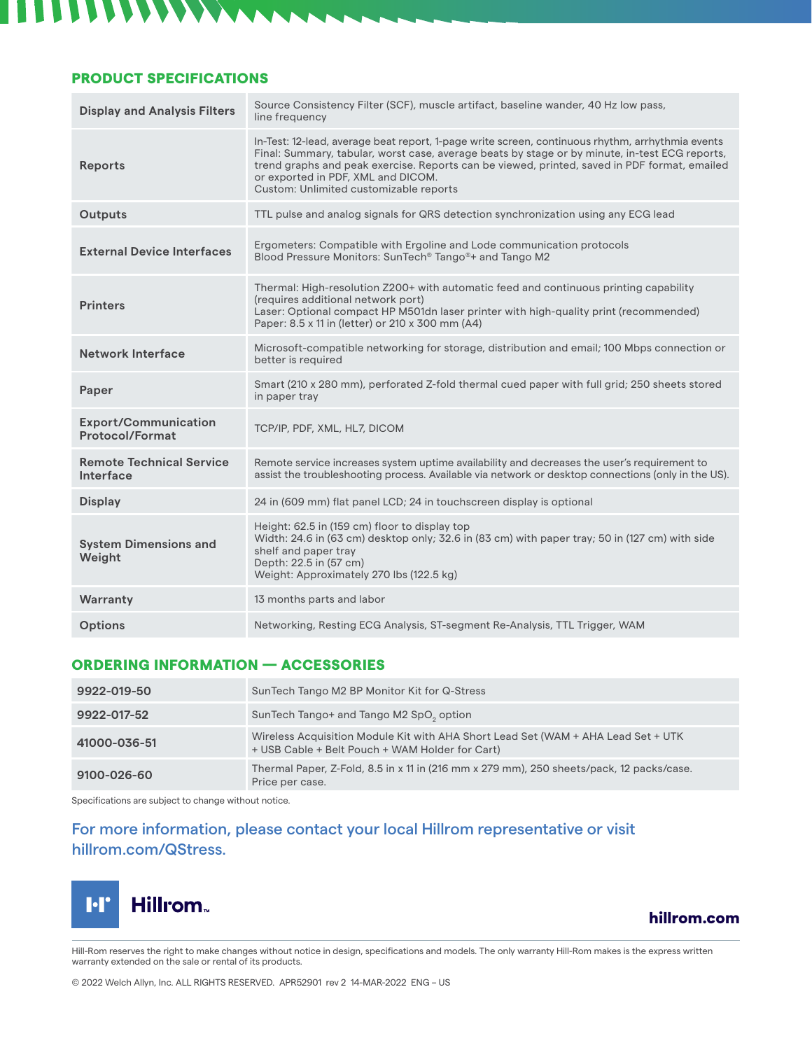## PRODUCT SPECIFICATIONS

| | |
|---|---|
| **Display and Analysis Filters** | Source Consistency Filter (SCF), muscle artifact, baseline wander, 40 Hz low pass, line frequency |
| **Reports** | In-Test: 12-lead, average beat report, 1-page write screen, continuous rhythm, arrhythmia events<br>Final: Summary, tabular, worst case, average beats by stage or by minute, in-test ECG reports, trend graphs and peak exercise. Reports can be viewed, printed, saved in PDF format, emailed or exported in PDF, XML and DICOM.<br>Custom: Unlimited customizable reports |
| **Outputs** | TTL pulse and analog signals for QRS detection synchronization using any ECG lead |
| **External Device Interfaces** | Ergometers: Compatible with Ergoline and Lode communication protocols<br>Blood Pressure Monitors: SunTech® Tango®+ and Tango M2 |
| **Printers** | Thermal: High-resolution Z200+ with automatic feed and continuous printing capability (requires additional network port)<br>Laser: Optional compact HP M501dn laser printer with high-quality print (recommended)<br>Paper: 8.5 x 11 in (letter) or 210 x 300 mm (A4) |
| **Network Interface** | Microsoft-compatible networking for storage, distribution and email; 100 Mbps connection or better is required |
| **Paper** | Smart (210 x 280 mm), perforated Z-fold thermal cued paper with full grid; 250 sheets stored in paper tray |
| **Export/Communication Protocol/Format** | TCP/IP, PDF, XML, HL7, DICOM |
| **Remote Technical Service Interface** | Remote service increases system uptime availability and decreases the user's requirement to assist the troubleshooting process. Available via network or desktop connections (only in the US). |
| **Display** | 24 in (609 mm) flat panel LCD; 24 in touchscreen display is optional |
| **System Dimensions and Weight** | Height: 62.5 in (159 cm) floor to display top<br>Width: 24.6 in (63 cm) desktop only; 32.6 in (83 cm) with paper tray; 50 in (127 cm) with side shelf and paper tray<br>Depth: 22.5 in (57 cm)<br>Weight: Approximately 270 lbs (122.5 kg) |
| **Warranty** | 13 months parts and labor |
| **Options** | Networking, Resting ECG Analysis, ST-segment Re-Analysis, TTL Trigger, WAM |

## ORDERING INFORMATION — ACCESSORIES

| | |
|---|---|
| **9922-019-50** | SunTech Tango M2 BP Monitor Kit for Q-Stress |
| **9922-017-52** | SunTech Tango+ and Tango M2 $SpO_2$ option |
| **41000-036-51** | Wireless Acquisition Module Kit with AHA Short Lead Set (WAM + AHA Lead Set + UTK + USB Cable + Belt Pouch + WAM Holder for Cart) |
| **9100-026-60** | Thermal Paper, Z-Fold, 8.5 in x 11 in (216 mm x 279 mm), 250 sheets/pack, 12 packs/case. Price per case. |

Specifications are subject to change without notice.

For more information, please contact your local Hillrom representative or visit hillrom.com/QStress.

Hillrom™

hillrom.com

Hill-Rom reserves the right to make changes without notice in design, specifications and models. The only warranty Hill-Rom makes is the express written warranty extended on the sale or rental of its products.

© 2022 Welch Allyn, Inc. ALL RIGHTS RESERVED. APR52901 rev 2 14-MAR-2022 ENG – US